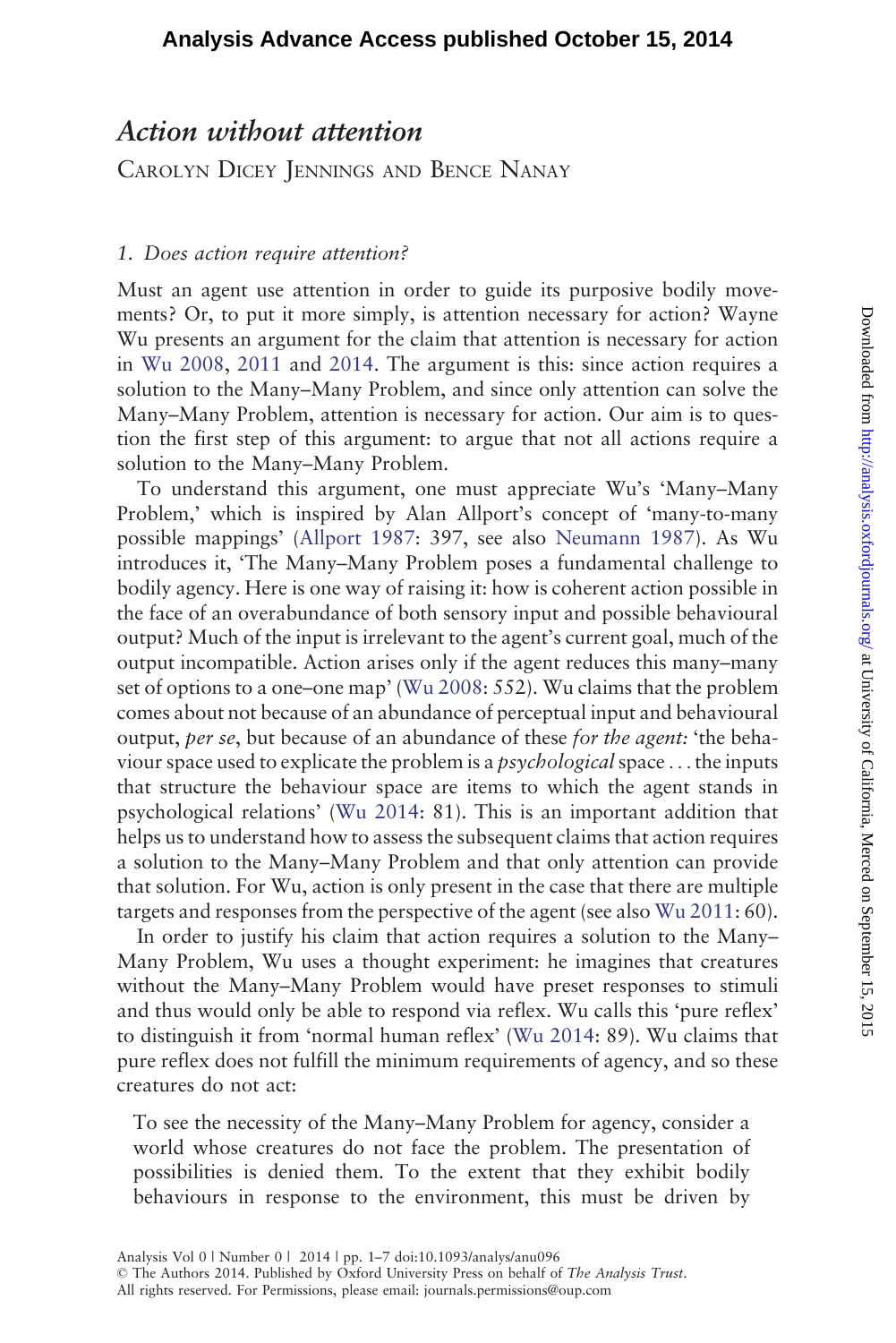# *Action without attention*

Carolyn Dicey Jennings and Bence Nanay

## *1. Does action require attention?*

Must an agent use attention in order to guide its purposive bodily movements? Or, to put it more simply, is attention necessary for action? Wayne Wu presents an argument for the claim that attention is necessary for action in Wu 2008, 2011 and 2014. The argument is this: since action requires a solution to the Many–Many Problem, and since only attention can solve the Many–Many Problem, attention is necessary for action. Our aim is to question the first step of this argument: to argue that not all actions require a solution to the Many–Many Problem.

To understand this argument, one must appreciate Wu's 'Many–Many Problem,' which is inspired by Alan Allport's concept of 'many-to-many possible mappings' (Allport 1987: 397, see also Neumann 1987). As Wu introduces it, 'The Many–Many Problem poses a fundamental challenge to bodily agency. Here is one way of raising it: how is coherent action possible in the face of an overabundance of both sensory input and possible behavioural output? Much of the input is irrelevant to the agent's current goal, much of the output incompatible. Action arises only if the agent reduces this many–many set of options to a one–one map' (Wu 2008: 552). Wu claims that the problem comes about not because of an abundance of perceptual input and behavioural output, *per se*, but because of an abundance of these *for the agent:* 'the behaviour space used to explicate the problem is a *psychological* space ... the inputs that structure the behaviour space are items to which the agent stands in psychological relations' (Wu 2014: 81). This is an important addition that helps us to understand how to assess the subsequent claims that action requires a solution to the Many–Many Problem and that only attention can provide that solution. For Wu, action is only present in the case that there are multiple targets and responses from the perspective of the agent (see also Wu 2011: 60).

In order to justify his claim that action requires a solution to the Many–Many Problem, Wu uses a thought experiment: he imagines that creatures without the Many–Many Problem would have preset responses to stimuli and thus would only be able to respond via reflex. Wu calls this 'pure reflex' to distinguish it from 'normal human reflex' (Wu 2014: 89). Wu claims that pure reflex does not fulfill the minimum requirements of agency, and so these creatures do not act:

> To see the necessity of the Many–Many Problem for agency, consider a world whose creatures do not face the problem. The presentation of possibilities is denied them. To the extent that they exhibit bodily behaviours in response to the environment, this must be driven by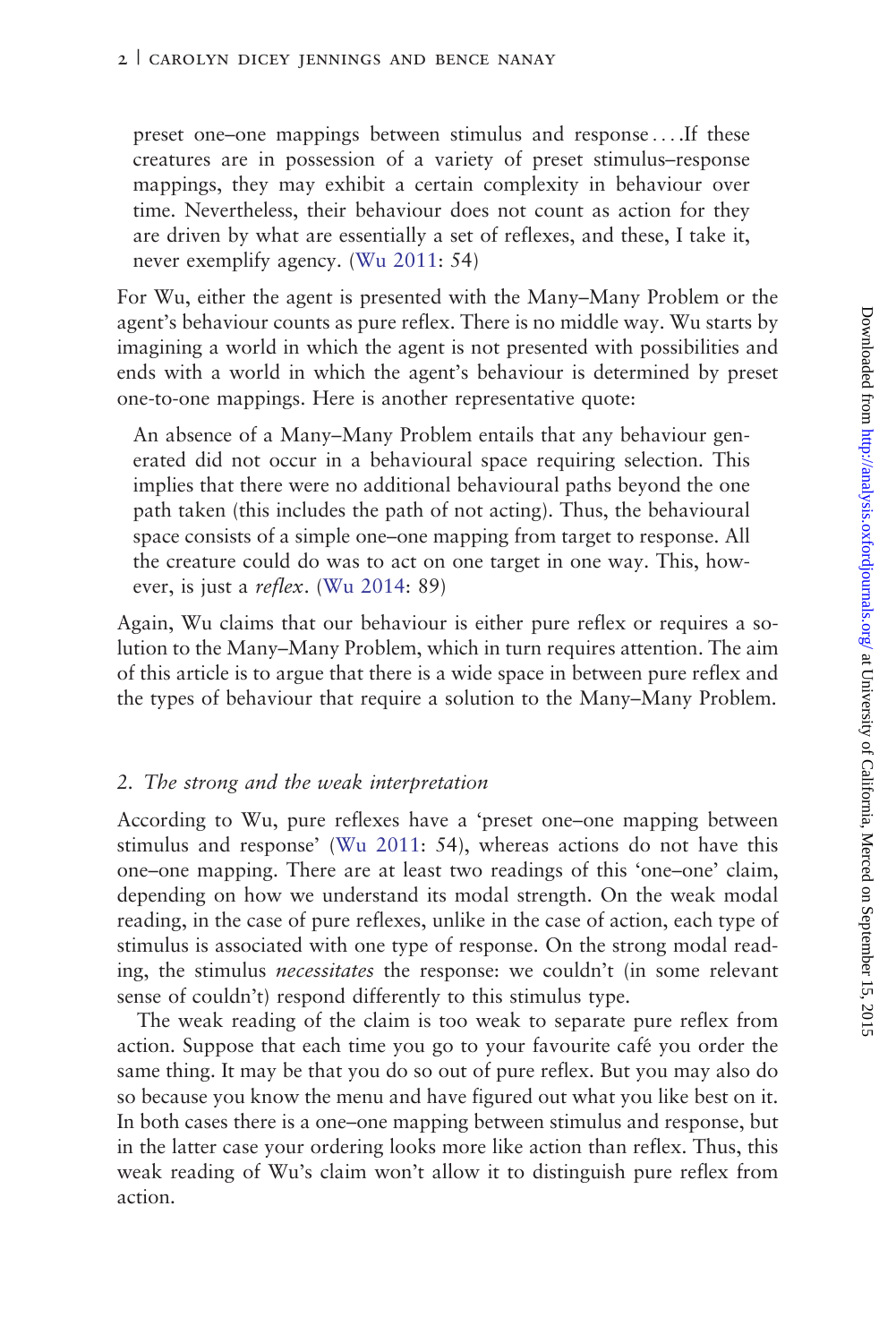> preset one–one mappings between stimulus and response . . . .If these creatures are in possession of a variety of preset stimulus–response mappings, they may exhibit a certain complexity in behaviour over time. Nevertheless, their behaviour does not count as action for they are driven by what are essentially a set of reflexes, and these, I take it, never exemplify agency. (Wu 2011: 54)

For Wu, either the agent is presented with the Many–Many Problem or the agent's behaviour counts as pure reflex. There is no middle way. Wu starts by imagining a world in which the agent is not presented with possibilities and ends with a world in which the agent's behaviour is determined by preset one-to-one mappings. Here is another representative quote:

> An absence of a Many–Many Problem entails that any behaviour generated did not occur in a behavioural space requiring selection. This implies that there were no additional behavioural paths beyond the one path taken (this includes the path of not acting). Thus, the behavioural space consists of a simple one–one mapping from target to response. All the creature could do was to act on one target in one way. This, however, is just a *reflex*. (Wu 2014: 89)

Again, Wu claims that our behaviour is either pure reflex or requires a solution to the Many–Many Problem, which in turn requires attention. The aim of this article is to argue that there is a wide space in between pure reflex and the types of behaviour that require a solution to the Many–Many Problem.

## 2. *The strong and the weak interpretation*

According to Wu, pure reflexes have a 'preset one–one mapping between stimulus and response' (Wu 2011: 54), whereas actions do not have this one–one mapping. There are at least two readings of this 'one–one' claim, depending on how we understand its modal strength. On the weak modal reading, in the case of pure reflexes, unlike in the case of action, each type of stimulus is associated with one type of response. On the strong modal reading, the stimulus *necessitates* the response: we couldn't (in some relevant sense of couldn't) respond differently to this stimulus type.

The weak reading of the claim is too weak to separate pure reflex from action. Suppose that each time you go to your favourite café you order the same thing. It may be that you do so out of pure reflex. But you may also do so because you know the menu and have figured out what you like best on it. In both cases there is a one–one mapping between stimulus and response, but in the latter case your ordering looks more like action than reflex. Thus, this weak reading of Wu's claim won't allow it to distinguish pure reflex from action.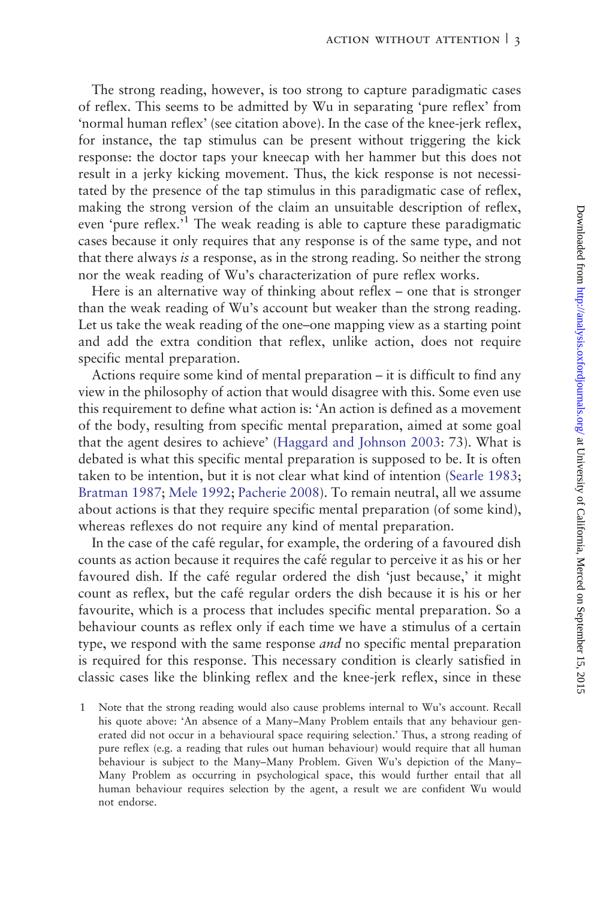The strong reading, however, is too strong to capture paradigmatic cases of reflex. This seems to be admitted by Wu in separating 'pure reflex' from 'normal human reflex' (see citation above). In the case of the knee-jerk reflex, for instance, the tap stimulus can be present without triggering the kick response: the doctor taps your kneecap with her hammer but this does not result in a jerky kicking movement. Thus, the kick response is not necessitated by the presence of the tap stimulus in this paradigmatic case of reflex, making the strong version of the claim an unsuitable description of reflex, even 'pure reflex.'[1] The weak reading is able to capture these paradigmatic cases because it only requires that any response is of the same type, and not that there always *is* a response, as in the strong reading. So neither the strong nor the weak reading of Wu's characterization of pure reflex works.

Here is an alternative way of thinking about reflex – one that is stronger than the weak reading of Wu's account but weaker than the strong reading. Let us take the weak reading of the one–one mapping view as a starting point and add the extra condition that reflex, unlike action, does not require specific mental preparation.

Actions require some kind of mental preparation – it is difficult to find any view in the philosophy of action that would disagree with this. Some even use this requirement to define what action is: 'An action is defined as a movement of the body, resulting from specific mental preparation, aimed at some goal that the agent desires to achieve' (Haggard and Johnson 2003: 73). What is debated is what this specific mental preparation is supposed to be. It is often taken to be intention, but it is not clear what kind of intention (Searle 1983; Bratman 1987; Mele 1992; Pacherie 2008). To remain neutral, all we assume about actions is that they require specific mental preparation (of some kind), whereas reflexes do not require any kind of mental preparation.

In the case of the café regular, for example, the ordering of a favoured dish counts as action because it requires the café regular to perceive it as his or her favoured dish. If the café regular ordered the dish 'just because,' it might count as reflex, but the café regular orders the dish because it is his or her favourite, which is a process that includes specific mental preparation. So a behaviour counts as reflex only if each time we have a stimulus of a certain type, we respond with the same response *and* no specific mental preparation is required for this response. This necessary condition is clearly satisfied in classic cases like the blinking reflex and the knee-jerk reflex, since in these

1 Note that the strong reading would also cause problems internal to Wu's account. Recall his quote above: 'An absence of a Many–Many Problem entails that any behaviour generated did not occur in a behavioural space requiring selection.' Thus, a strong reading of pure reflex (e.g. a reading that rules out human behaviour) would require that all human behaviour is subject to the Many–Many Problem. Given Wu's depiction of the Many–Many Problem as occurring in psychological space, this would further entail that all human behaviour requires selection by the agent, a result we are confident Wu would not endorse.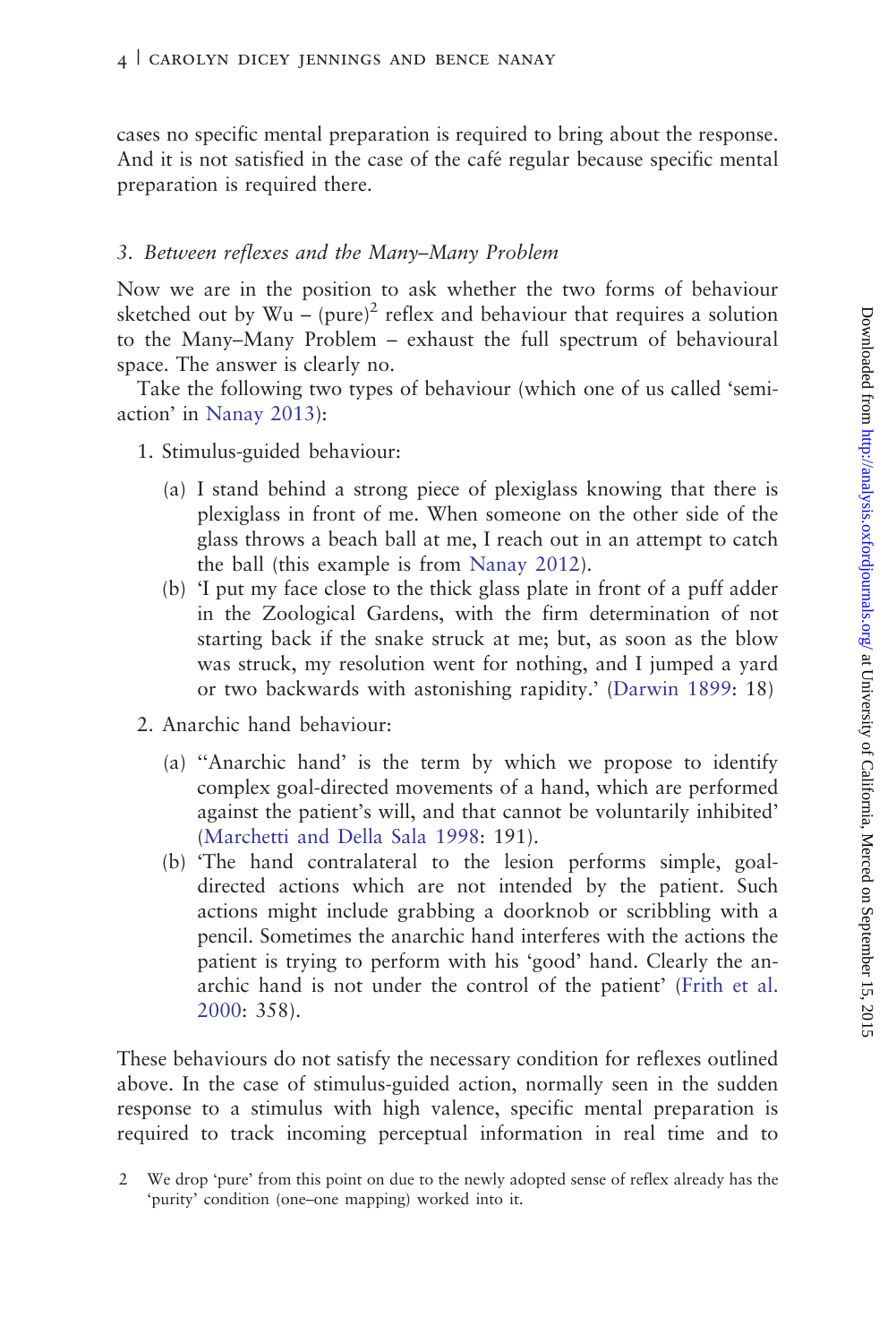cases no specific mental preparation is required to bring about the response. And it is not satisfied in the case of the café regular because specific mental preparation is required there.

### *3. Between reflexes and the Many–Many Problem*

Now we are in the position to ask whether the two forms of behaviour sketched out by Wu – (pure)[2] reflex and behaviour that requires a solution to the Many–Many Problem – exhaust the full spectrum of behavioural space. The answer is clearly no.

Take the following two types of behaviour (which one of us called 'semi-action' in Nanay 2013):

1. Stimulus-guided behaviour:
   - (a) I stand behind a strong piece of plexiglass knowing that there is plexiglass in front of me. When someone on the other side of the glass throws a beach ball at me, I reach out in an attempt to catch the ball (this example is from Nanay 2012).
   - (b) 'I put my face close to the thick glass plate in front of a puff adder in the Zoological Gardens, with the firm determination of not starting back if the snake struck at me; but, as soon as the blow was struck, my resolution went for nothing, and I jumped a yard or two backwards with astonishing rapidity.' (Darwin 1899: 18)
2. Anarchic hand behaviour:
   - (a) ''Anarchic hand' is the term by which we propose to identify complex goal-directed movements of a hand, which are performed against the patient's will, and that cannot be voluntarily inhibited' (Marchetti and Della Sala 1998: 191).
   - (b) 'The hand contralateral to the lesion performs simple, goal-directed actions which are not intended by the patient. Such actions might include grabbing a doorknob or scribbling with a pencil. Sometimes the anarchic hand interferes with the actions the patient is trying to perform with his 'good' hand. Clearly the anarchic hand is not under the control of the patient' (Frith et al. 2000: 358).

These behaviours do not satisfy the necessary condition for reflexes outlined above. In the case of stimulus-guided action, normally seen in the sudden response to a stimulus with high valence, specific mental preparation is required to track incoming perceptual information in real time and to

2 We drop 'pure' from this point on due to the newly adopted sense of reflex already has the 'purity' condition (one–one mapping) worked into it.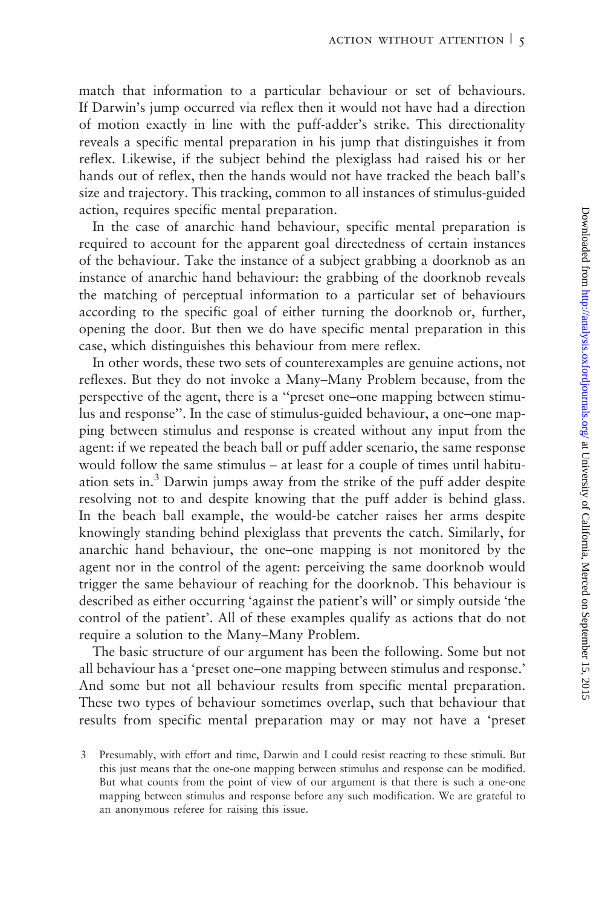match that information to a particular behaviour or set of behaviours. If Darwin's jump occurred via reflex then it would not have had a direction of motion exactly in line with the puff-adder's strike. This directionality reveals a specific mental preparation in his jump that distinguishes it from reflex. Likewise, if the subject behind the plexiglass had raised his or her hands out of reflex, then the hands would not have tracked the beach ball's size and trajectory. This tracking, common to all instances of stimulus-guided action, requires specific mental preparation.

In the case of anarchic hand behaviour, specific mental preparation is required to account for the apparent goal directedness of certain instances of the behaviour. Take the instance of a subject grabbing a doorknob as an instance of anarchic hand behaviour: the grabbing of the doorknob reveals the matching of perceptual information to a particular set of behaviours according to the specific goal of either turning the doorknob or, further, opening the door. But then we do have specific mental preparation in this case, which distinguishes this behaviour from mere reflex.

In other words, these two sets of counterexamples are genuine actions, not reflexes. But they do not invoke a Many–Many Problem because, from the perspective of the agent, there is a "preset one–one mapping between stimulus and response". In the case of stimulus-guided behaviour, a one–one mapping between stimulus and response is created without any input from the agent: if we repeated the beach ball or puff adder scenario, the same response would follow the same stimulus – at least for a couple of times until habituation sets in.[3] Darwin jumps away from the strike of the puff adder despite resolving not to and despite knowing that the puff adder is behind glass. In the beach ball example, the would-be catcher raises her arms despite knowingly standing behind plexiglass that prevents the catch. Similarly, for anarchic hand behaviour, the one–one mapping is not monitored by the agent nor in the control of the agent: perceiving the same doorknob would trigger the same behaviour of reaching for the doorknob. This behaviour is described as either occurring 'against the patient's will' or simply outside 'the control of the patient'. All of these examples qualify as actions that do not require a solution to the Many–Many Problem.

The basic structure of our argument has been the following. Some but not all behaviour has a 'preset one–one mapping between stimulus and response.' And some but not all behaviour results from specific mental preparation. These two types of behaviour sometimes overlap, such that behaviour that results from specific mental preparation may or may not have a 'preset

3 Presumably, with effort and time, Darwin and I could resist reacting to these stimuli. But this just means that the one-one mapping between stimulus and response can be modified. But what counts from the point of view of our argument is that there is such a one-one mapping between stimulus and response before any such modification. We are grateful to an anonymous referee for raising this issue.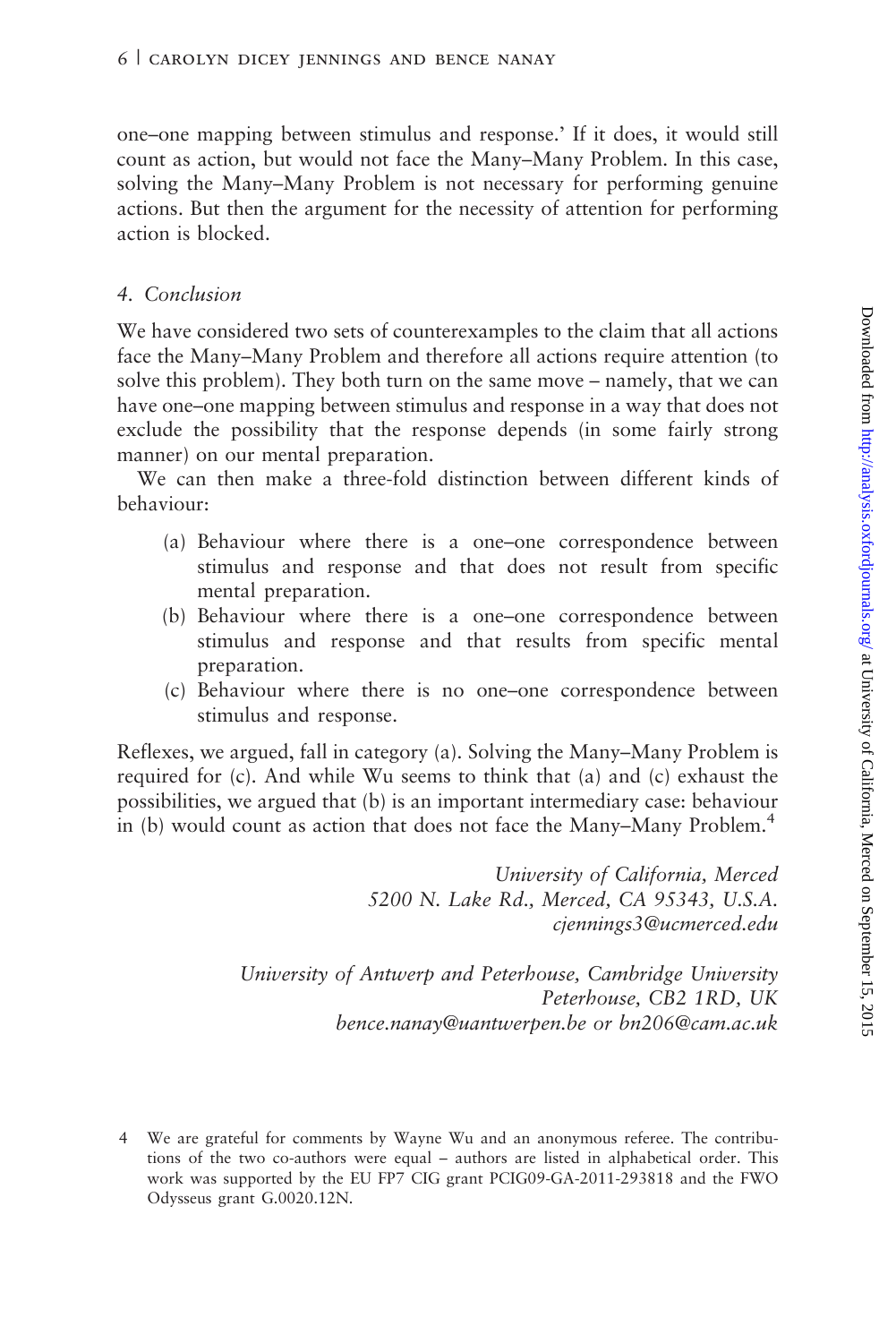one–one mapping between stimulus and response.' If it does, it would still count as action, but would not face the Many–Many Problem. In this case, solving the Many–Many Problem is not necessary for performing genuine actions. But then the argument for the necessity of attention for performing action is blocked.

## 4. Conclusion

We have considered two sets of counterexamples to the claim that all actions face the Many–Many Problem and therefore all actions require attention (to solve this problem). They both turn on the same move – namely, that we can have one–one mapping between stimulus and response in a way that does not exclude the possibility that the response depends (in some fairly strong manner) on our mental preparation.

We can then make a three-fold distinction between different kinds of behaviour:

(a) Behaviour where there is a one–one correspondence between stimulus and response and that does not result from specific mental preparation.
(b) Behaviour where there is a one–one correspondence between stimulus and response and that results from specific mental preparation.
(c) Behaviour where there is no one–one correspondence between stimulus and response.

Reflexes, we argued, fall in category (a). Solving the Many–Many Problem is required for (c). And while Wu seems to think that (a) and (c) exhaust the possibilities, we argued that (b) is an important intermediary case: behaviour in (b) would count as action that does not face the Many–Many Problem.[4]

*University of California, Merced*
*5200 N. Lake Rd., Merced, CA 95343, U.S.A.*
*cjennings3@ucmerced.edu*

*University of Antwerp and Peterhouse, Cambridge University*
*Peterhouse, CB2 1RD, UK*
*bence.nanay@uantwerpen.be or bn206@cam.ac.uk*

4 We are grateful for comments by Wayne Wu and an anonymous referee. The contributions of the two co-authors were equal – authors are listed in alphabetical order. This work was supported by the EU FP7 CIG grant PCIG09-GA-2011-293818 and the FWO Odysseus grant G.0020.12N.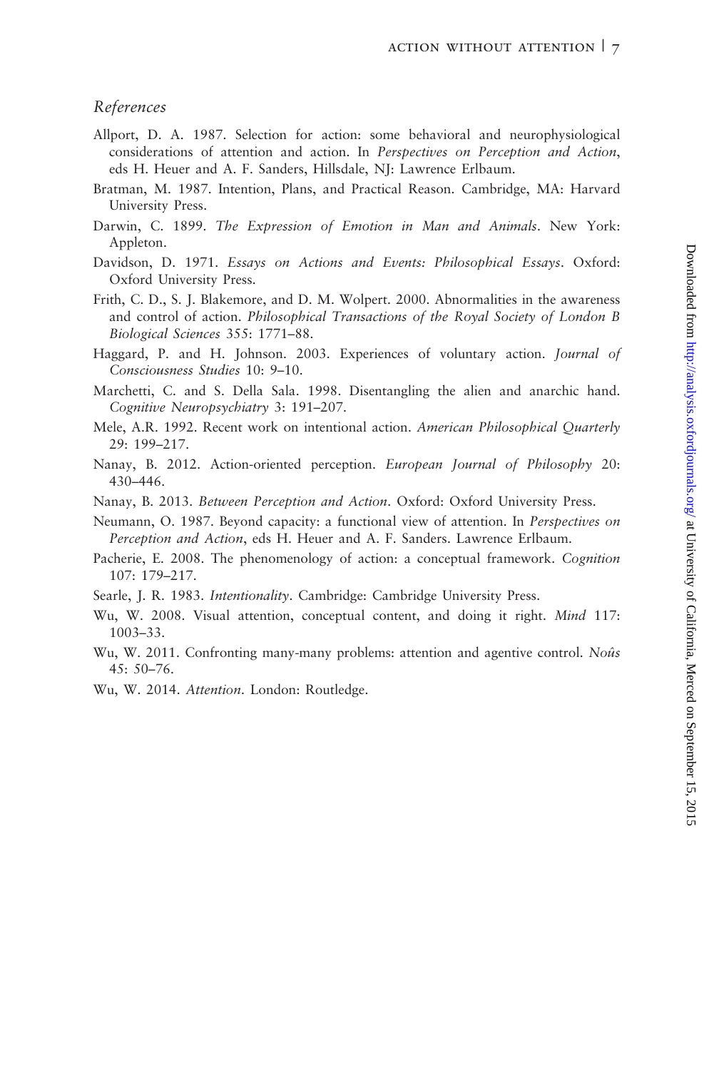## *References*

Allport, D. A. 1987. Selection for action: some behavioral and neurophysiological considerations of attention and action. In *Perspectives on Perception and Action*, eds H. Heuer and A. F. Sanders, Hillsdale, NJ: Lawrence Erlbaum.

Bratman, M. 1987. Intention, Plans, and Practical Reason. Cambridge, MA: Harvard University Press.

Darwin, C. 1899. *The Expression of Emotion in Man and Animals*. New York: Appleton.

Davidson, D. 1971. *Essays on Actions and Events: Philosophical Essays*. Oxford: Oxford University Press.

Frith, C. D., S. J. Blakemore, and D. M. Wolpert. 2000. Abnormalities in the awareness and control of action. *Philosophical Transactions of the Royal Society of London B Biological Sciences* 355: 1771–88.

Haggard, P. and H. Johnson. 2003. Experiences of voluntary action. *Journal of Consciousness Studies* 10: 9–10.

Marchetti, C. and S. Della Sala. 1998. Disentangling the alien and anarchic hand. *Cognitive Neuropsychiatry* 3: 191–207.

Mele, A.R. 1992. Recent work on intentional action. *American Philosophical Quarterly* 29: 199–217.

Nanay, B. 2012. Action-oriented perception. *European Journal of Philosophy* 20: 430–446.

Nanay, B. 2013. *Between Perception and Action*. Oxford: Oxford University Press.

Neumann, O. 1987. Beyond capacity: a functional view of attention. In *Perspectives on Perception and Action*, eds H. Heuer and A. F. Sanders. Lawrence Erlbaum.

Pacherie, E. 2008. The phenomenology of action: a conceptual framework. *Cognition* 107: 179–217.

Searle, J. R. 1983. *Intentionality*. Cambridge: Cambridge University Press.

Wu, W. 2008. Visual attention, conceptual content, and doing it right. *Mind* 117: 1003–33.

Wu, W. 2011. Confronting many-many problems: attention and agentive control. *Noûs* 45: 50–76.

Wu, W. 2014. *Attention*. London: Routledge.